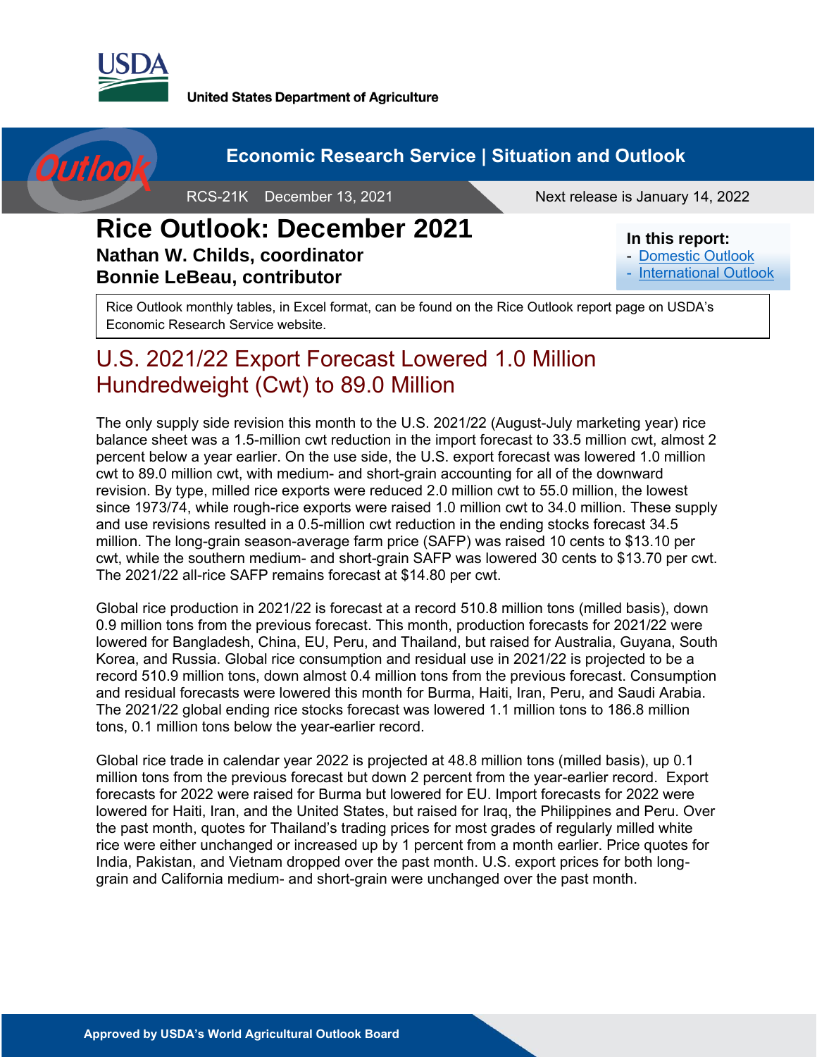United States Department of Agriculture

Economic Research Service | Situation and Outlook

RCS-21K December 13, 2021

Next release is January 14, 2022

# Rice Outlook: December 2021

**Nathan W. Childs, coordinator**
**Bonnie LeBeau, contributor**

**In this report:**
- Domestic Outlook
- International Outlook

Rice Outlook monthly tables, in Excel format, can be found on the Rice Outlook report page on USDA's Economic Research Service website.

## U.S. 2021/22 Export Forecast Lowered 1.0 Million Hundredweight (Cwt) to 89.0 Million

The only supply side revision this month to the U.S. 2021/22 (August-July marketing year) rice balance sheet was a 1.5-million cwt reduction in the import forecast to 33.5 million cwt, almost 2 percent below a year earlier. On the use side, the U.S. export forecast was lowered 1.0 million cwt to 89.0 million cwt, with medium- and short-grain accounting for all of the downward revision. By type, milled rice exports were reduced 2.0 million cwt to 55.0 million, the lowest since 1973/74, while rough-rice exports were raised 1.0 million cwt to 34.0 million. These supply and use revisions resulted in a 0.5-million cwt reduction in the ending stocks forecast 34.5 million. The long-grain season-average farm price (SAFP) was raised 10 cents to $13.10 per cwt, while the southern medium- and short-grain SAFP was lowered 30 cents to $13.70 per cwt. The 2021/22 all-rice SAFP remains forecast at $14.80 per cwt.

Global rice production in 2021/22 is forecast at a record 510.8 million tons (milled basis), down 0.9 million tons from the previous forecast. This month, production forecasts for 2021/22 were lowered for Bangladesh, China, EU, Peru, and Thailand, but raised for Australia, Guyana, South Korea, and Russia. Global rice consumption and residual use in 2021/22 is projected to be a record 510.9 million tons, down almost 0.4 million tons from the previous forecast. Consumption and residual forecasts were lowered this month for Burma, Haiti, Iran, Peru, and Saudi Arabia. The 2021/22 global ending rice stocks forecast was lowered 1.1 million tons to 186.8 million tons, 0.1 million tons below the year-earlier record.

Global rice trade in calendar year 2022 is projected at 48.8 million tons (milled basis), up 0.1 million tons from the previous forecast but down 2 percent from the year-earlier record. Export forecasts for 2022 were raised for Burma but lowered for EU. Import forecasts for 2022 were lowered for Haiti, Iran, and the United States, but raised for Iraq, the Philippines and Peru. Over the past month, quotes for Thailand's trading prices for most grades of regularly milled white rice were either unchanged or increased up by 1 percent from a month earlier. Price quotes for India, Pakistan, and Vietnam dropped over the past month. U.S. export prices for both long-grain and California medium- and short-grain were unchanged over the past month.

Approved by USDA's World Agricultural Outlook Board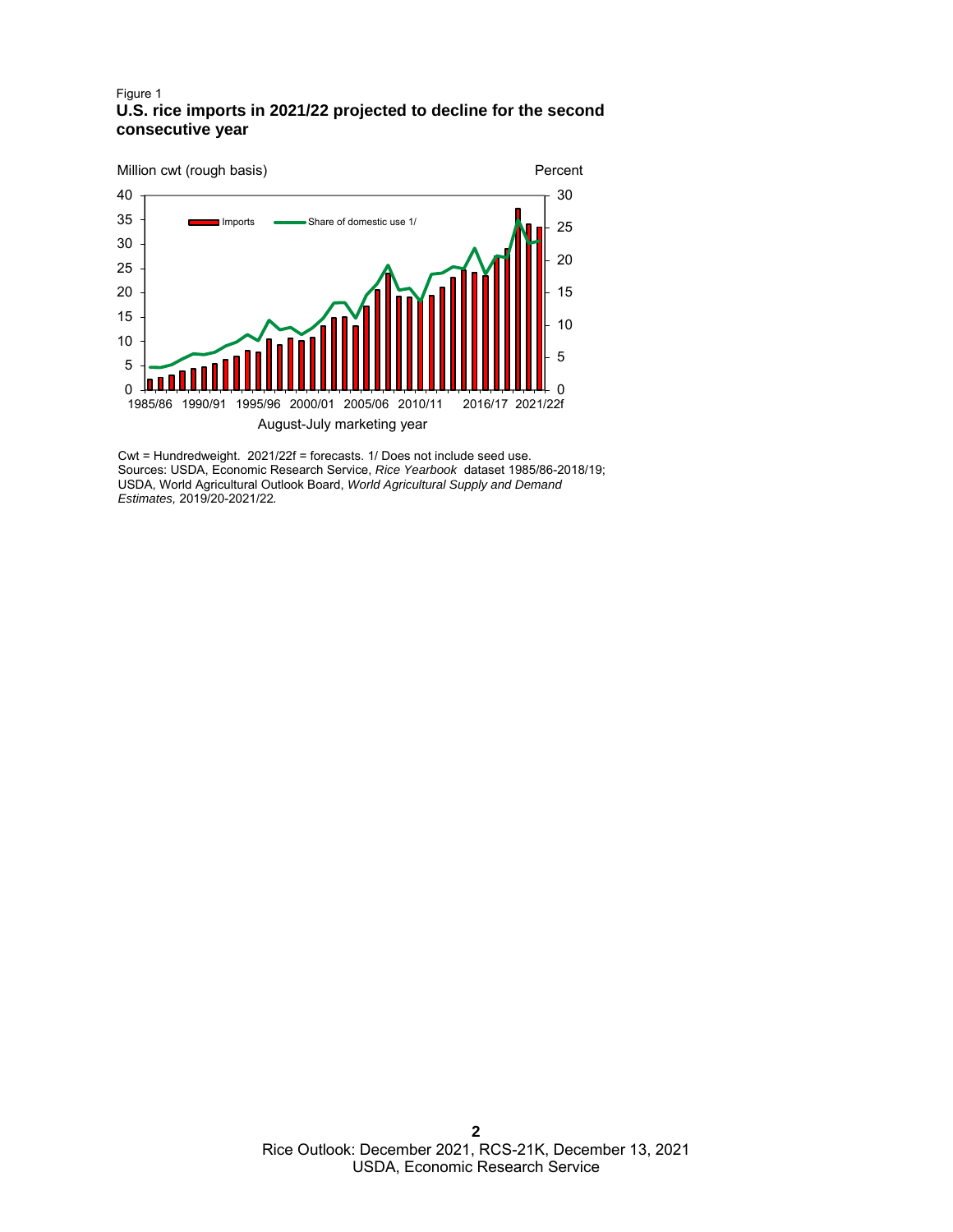Figure 1

**U.S. rice imports in 2021/22 projected to decline for the second consecutive year**

Million cwt (rough basis) — Percent

Imports — Share of domestic use 1/

August-July marketing year

Cwt = Hundredweight. 2021/22f = forecasts. 1/ Does not include seed use.
Sources: USDA, Economic Research Service, *Rice Yearbook* dataset 1985/86-2018/19; USDA, World Agricultural Outlook Board, *World Agricultural Supply and Demand Estimates,* 2019/20-2021/22.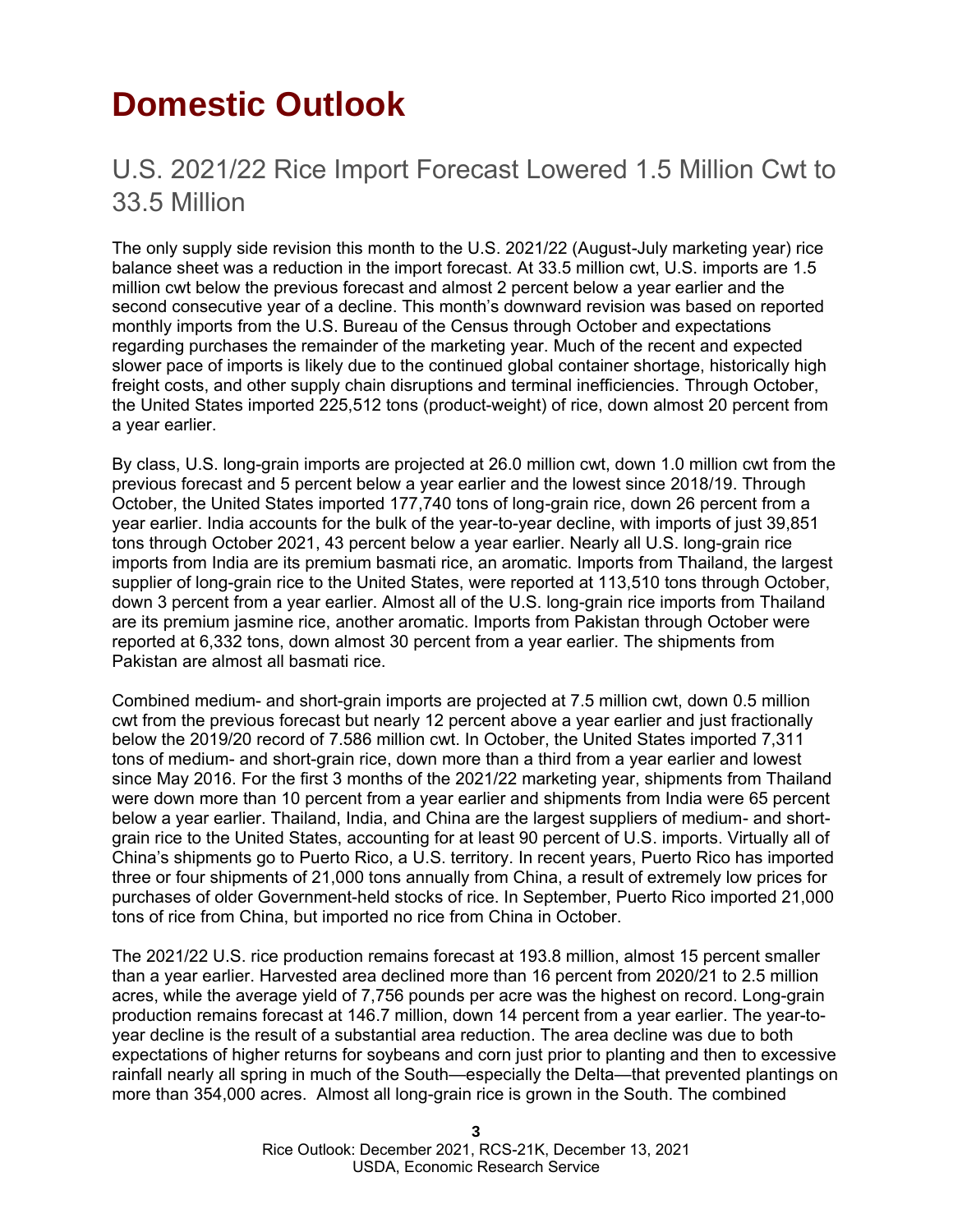# Domestic Outlook

## U.S. 2021/22 Rice Import Forecast Lowered 1.5 Million Cwt to 33.5 Million

The only supply side revision this month to the U.S. 2021/22 (August-July marketing year) rice balance sheet was a reduction in the import forecast. At 33.5 million cwt, U.S. imports are 1.5 million cwt below the previous forecast and almost 2 percent below a year earlier and the second consecutive year of a decline. This month's downward revision was based on reported monthly imports from the U.S. Bureau of the Census through October and expectations regarding purchases the remainder of the marketing year. Much of the recent and expected slower pace of imports is likely due to the continued global container shortage, historically high freight costs, and other supply chain disruptions and terminal inefficiencies. Through October, the United States imported 225,512 tons (product-weight) of rice, down almost 20 percent from a year earlier.

By class, U.S. long-grain imports are projected at 26.0 million cwt, down 1.0 million cwt from the previous forecast and 5 percent below a year earlier and the lowest since 2018/19. Through October, the United States imported 177,740 tons of long-grain rice, down 26 percent from a year earlier. India accounts for the bulk of the year-to-year decline, with imports of just 39,851 tons through October 2021, 43 percent below a year earlier. Nearly all U.S. long-grain rice imports from India are its premium basmati rice, an aromatic. Imports from Thailand, the largest supplier of long-grain rice to the United States, were reported at 113,510 tons through October, down 3 percent from a year earlier. Almost all of the U.S. long-grain rice imports from Thailand are its premium jasmine rice, another aromatic. Imports from Pakistan through October were reported at 6,332 tons, down almost 30 percent from a year earlier. The shipments from Pakistan are almost all basmati rice.

Combined medium- and short-grain imports are projected at 7.5 million cwt, down 0.5 million cwt from the previous forecast but nearly 12 percent above a year earlier and just fractionally below the 2019/20 record of 7.586 million cwt. In October, the United States imported 7,311 tons of medium- and short-grain rice, down more than a third from a year earlier and lowest since May 2016. For the first 3 months of the 2021/22 marketing year, shipments from Thailand were down more than 10 percent from a year earlier and shipments from India were 65 percent below a year earlier. Thailand, India, and China are the largest suppliers of medium- and short-grain rice to the United States, accounting for at least 90 percent of U.S. imports. Virtually all of China's shipments go to Puerto Rico, a U.S. territory. In recent years, Puerto Rico has imported three or four shipments of 21,000 tons annually from China, a result of extremely low prices for purchases of older Government-held stocks of rice. In September, Puerto Rico imported 21,000 tons of rice from China, but imported no rice from China in October.

The 2021/22 U.S. rice production remains forecast at 193.8 million, almost 15 percent smaller than a year earlier. Harvested area declined more than 16 percent from 2020/21 to 2.5 million acres, while the average yield of 7,756 pounds per acre was the highest on record. Long-grain production remains forecast at 146.7 million, down 14 percent from a year earlier. The year-to-year decline is the result of a substantial area reduction. The area decline was due to both expectations of higher returns for soybeans and corn just prior to planting and then to excessive rainfall nearly all spring in much of the South—especially the Delta—that prevented plantings on more than 354,000 acres. Almost all long-grain rice is grown in the South. The combined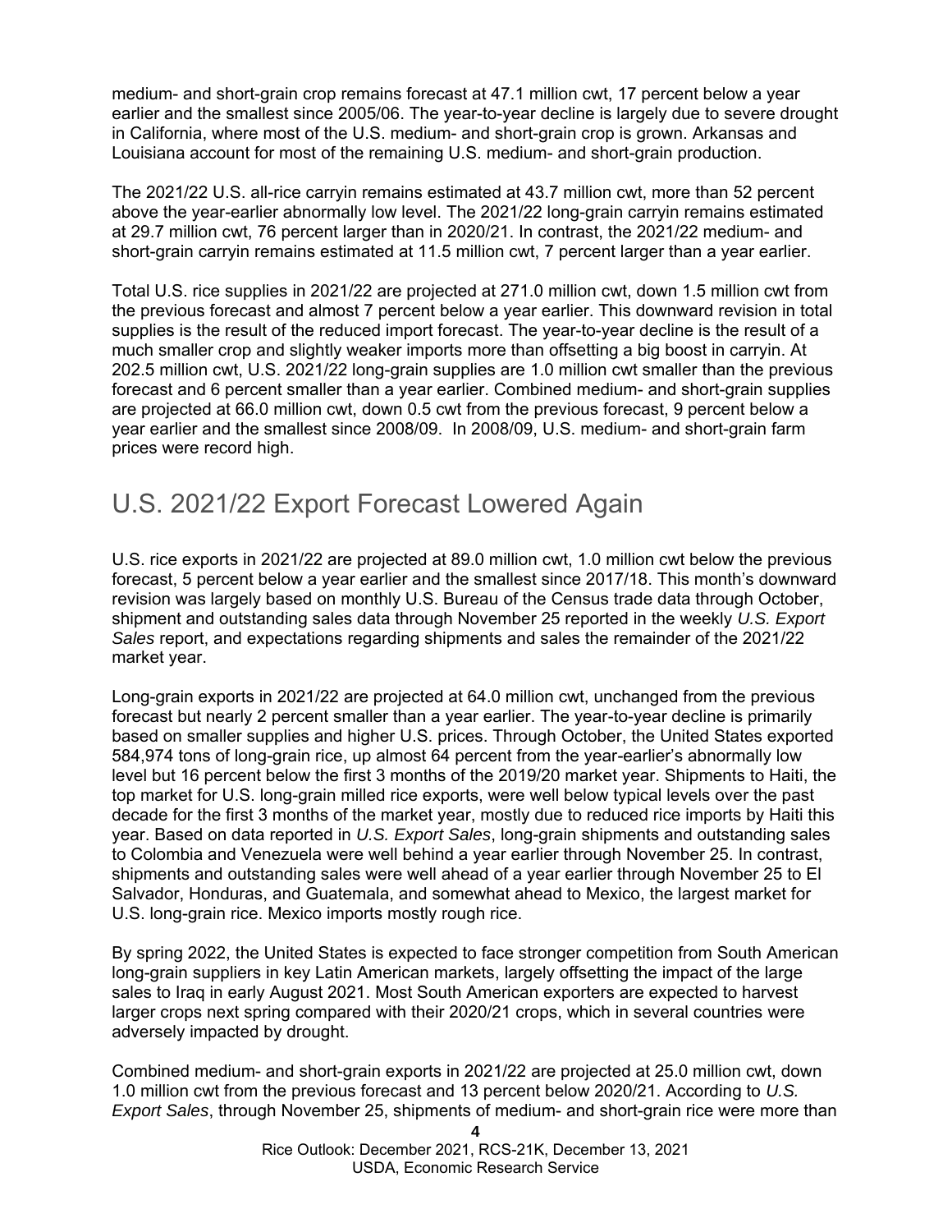medium- and short-grain crop remains forecast at 47.1 million cwt, 17 percent below a year earlier and the smallest since 2005/06. The year-to-year decline is largely due to severe drought in California, where most of the U.S. medium- and short-grain crop is grown. Arkansas and Louisiana account for most of the remaining U.S. medium- and short-grain production.

The 2021/22 U.S. all-rice carryin remains estimated at 43.7 million cwt, more than 52 percent above the year-earlier abnormally low level. The 2021/22 long-grain carryin remains estimated at 29.7 million cwt, 76 percent larger than in 2020/21. In contrast, the 2021/22 medium- and short-grain carryin remains estimated at 11.5 million cwt, 7 percent larger than a year earlier.

Total U.S. rice supplies in 2021/22 are projected at 271.0 million cwt, down 1.5 million cwt from the previous forecast and almost 7 percent below a year earlier. This downward revision in total supplies is the result of the reduced import forecast. The year-to-year decline is the result of a much smaller crop and slightly weaker imports more than offsetting a big boost in carryin. At 202.5 million cwt, U.S. 2021/22 long-grain supplies are 1.0 million cwt smaller than the previous forecast and 6 percent smaller than a year earlier. Combined medium- and short-grain supplies are projected at 66.0 million cwt, down 0.5 cwt from the previous forecast, 9 percent below a year earlier and the smallest since 2008/09. In 2008/09, U.S. medium- and short-grain farm prices were record high.

## U.S. 2021/22 Export Forecast Lowered Again

U.S. rice exports in 2021/22 are projected at 89.0 million cwt, 1.0 million cwt below the previous forecast, 5 percent below a year earlier and the smallest since 2017/18. This month's downward revision was largely based on monthly U.S. Bureau of the Census trade data through October, shipment and outstanding sales data through November 25 reported in the weekly *U.S. Export Sales* report, and expectations regarding shipments and sales the remainder of the 2021/22 market year.

Long-grain exports in 2021/22 are projected at 64.0 million cwt, unchanged from the previous forecast but nearly 2 percent smaller than a year earlier. The year-to-year decline is primarily based on smaller supplies and higher U.S. prices. Through October, the United States exported 584,974 tons of long-grain rice, up almost 64 percent from the year-earlier's abnormally low level but 16 percent below the first 3 months of the 2019/20 market year. Shipments to Haiti, the top market for U.S. long-grain milled rice exports, were well below typical levels over the past decade for the first 3 months of the market year, mostly due to reduced rice imports by Haiti this year. Based on data reported in *U.S. Export Sales*, long-grain shipments and outstanding sales to Colombia and Venezuela were well behind a year earlier through November 25. In contrast, shipments and outstanding sales were well ahead of a year earlier through November 25 to El Salvador, Honduras, and Guatemala, and somewhat ahead to Mexico, the largest market for U.S. long-grain rice. Mexico imports mostly rough rice.

By spring 2022, the United States is expected to face stronger competition from South American long-grain suppliers in key Latin American markets, largely offsetting the impact of the large sales to Iraq in early August 2021. Most South American exporters are expected to harvest larger crops next spring compared with their 2020/21 crops, which in several countries were adversely impacted by drought.

Combined medium- and short-grain exports in 2021/22 are projected at 25.0 million cwt, down 1.0 million cwt from the previous forecast and 13 percent below 2020/21. According to *U.S. Export Sales*, through November 25, shipments of medium- and short-grain rice were more than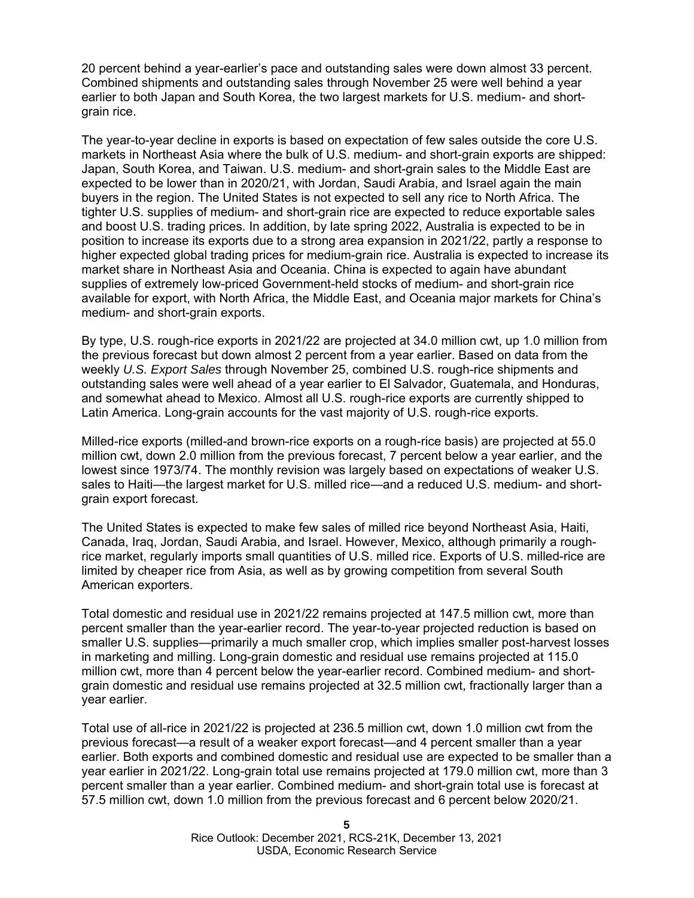20 percent behind a year-earlier's pace and outstanding sales were down almost 33 percent. Combined shipments and outstanding sales through November 25 were well behind a year earlier to both Japan and South Korea, the two largest markets for U.S. medium- and short-grain rice.

The year-to-year decline in exports is based on expectation of few sales outside the core U.S. markets in Northeast Asia where the bulk of U.S. medium- and short-grain exports are shipped: Japan, South Korea, and Taiwan. U.S. medium- and short-grain sales to the Middle East are expected to be lower than in 2020/21, with Jordan, Saudi Arabia, and Israel again the main buyers in the region. The United States is not expected to sell any rice to North Africa. The tighter U.S. supplies of medium- and short-grain rice are expected to reduce exportable sales and boost U.S. trading prices. In addition, by late spring 2022, Australia is expected to be in position to increase its exports due to a strong area expansion in 2021/22, partly a response to higher expected global trading prices for medium-grain rice. Australia is expected to increase its market share in Northeast Asia and Oceania. China is expected to again have abundant supplies of extremely low-priced Government-held stocks of medium- and short-grain rice available for export, with North Africa, the Middle East, and Oceania major markets for China's medium- and short-grain exports.

By type, U.S. rough-rice exports in 2021/22 are projected at 34.0 million cwt, up 1.0 million from the previous forecast but down almost 2 percent from a year earlier. Based on data from the weekly *U.S. Export Sales* through November 25, combined U.S. rough-rice shipments and outstanding sales were well ahead of a year earlier to El Salvador, Guatemala, and Honduras, and somewhat ahead to Mexico. Almost all U.S. rough-rice exports are currently shipped to Latin America. Long-grain accounts for the vast majority of U.S. rough-rice exports.

Milled-rice exports (milled-and brown-rice exports on a rough-rice basis) are projected at 55.0 million cwt, down 2.0 million from the previous forecast, 7 percent below a year earlier, and the lowest since 1973/74. The monthly revision was largely based on expectations of weaker U.S. sales to Haiti—the largest market for U.S. milled rice—and a reduced U.S. medium- and short-grain export forecast.

The United States is expected to make few sales of milled rice beyond Northeast Asia, Haiti, Canada, Iraq, Jordan, Saudi Arabia, and Israel. However, Mexico, although primarily a rough-rice market, regularly imports small quantities of U.S. milled rice. Exports of U.S. milled-rice are limited by cheaper rice from Asia, as well as by growing competition from several South American exporters.

Total domestic and residual use in 2021/22 remains projected at 147.5 million cwt, more than percent smaller than the year-earlier record. The year-to-year projected reduction is based on smaller U.S. supplies—primarily a much smaller crop, which implies smaller post-harvest losses in marketing and milling. Long-grain domestic and residual use remains projected at 115.0 million cwt, more than 4 percent below the year-earlier record. Combined medium- and short-grain domestic and residual use remains projected at 32.5 million cwt, fractionally larger than a year earlier.

Total use of all-rice in 2021/22 is projected at 236.5 million cwt, down 1.0 million cwt from the previous forecast—a result of a weaker export forecast—and 4 percent smaller than a year earlier. Both exports and combined domestic and residual use are expected to be smaller than a year earlier in 2021/22. Long-grain total use remains projected at 179.0 million cwt, more than 3 percent smaller than a year earlier. Combined medium- and short-grain total use is forecast at 57.5 million cwt, down 1.0 million from the previous forecast and 6 percent below 2020/21.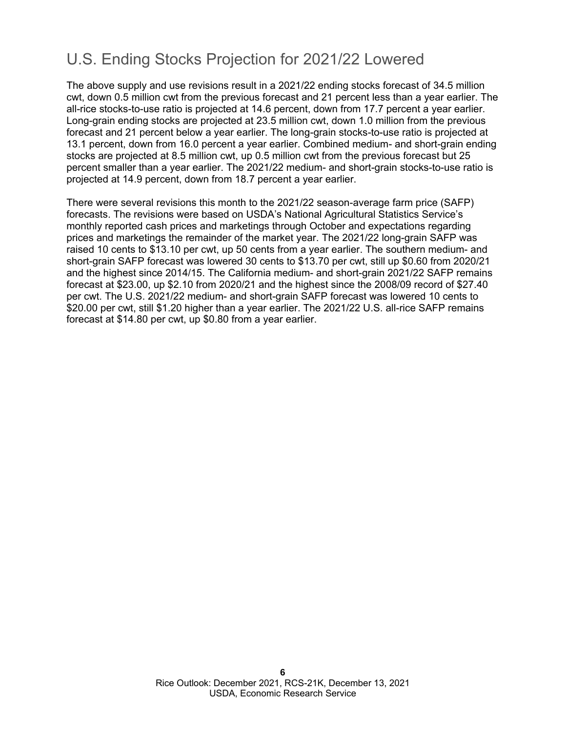## U.S. Ending Stocks Projection for 2021/22 Lowered

The above supply and use revisions result in a 2021/22 ending stocks forecast of 34.5 million cwt, down 0.5 million cwt from the previous forecast and 21 percent less than a year earlier. The all-rice stocks-to-use ratio is projected at 14.6 percent, down from 17.7 percent a year earlier. Long-grain ending stocks are projected at 23.5 million cwt, down 1.0 million from the previous forecast and 21 percent below a year earlier. The long-grain stocks-to-use ratio is projected at 13.1 percent, down from 16.0 percent a year earlier. Combined medium- and short-grain ending stocks are projected at 8.5 million cwt, up 0.5 million cwt from the previous forecast but 25 percent smaller than a year earlier. The 2021/22 medium- and short-grain stocks-to-use ratio is projected at 14.9 percent, down from 18.7 percent a year earlier.

There were several revisions this month to the 2021/22 season-average farm price (SAFP) forecasts. The revisions were based on USDA's National Agricultural Statistics Service's monthly reported cash prices and marketings through October and expectations regarding prices and marketings the remainder of the market year. The 2021/22 long-grain SAFP was raised 10 cents to $13.10 per cwt, up 50 cents from a year earlier. The southern medium- and short-grain SAFP forecast was lowered 30 cents to $13.70 per cwt, still up $0.60 from 2020/21 and the highest since 2014/15. The California medium- and short-grain 2021/22 SAFP remains forecast at $23.00, up $2.10 from 2020/21 and the highest since the 2008/09 record of $27.40 per cwt. The U.S. 2021/22 medium- and short-grain SAFP forecast was lowered 10 cents to $20.00 per cwt, still $1.20 higher than a year earlier. The 2021/22 U.S. all-rice SAFP remains forecast at $14.80 per cwt, up $0.80 from a year earlier.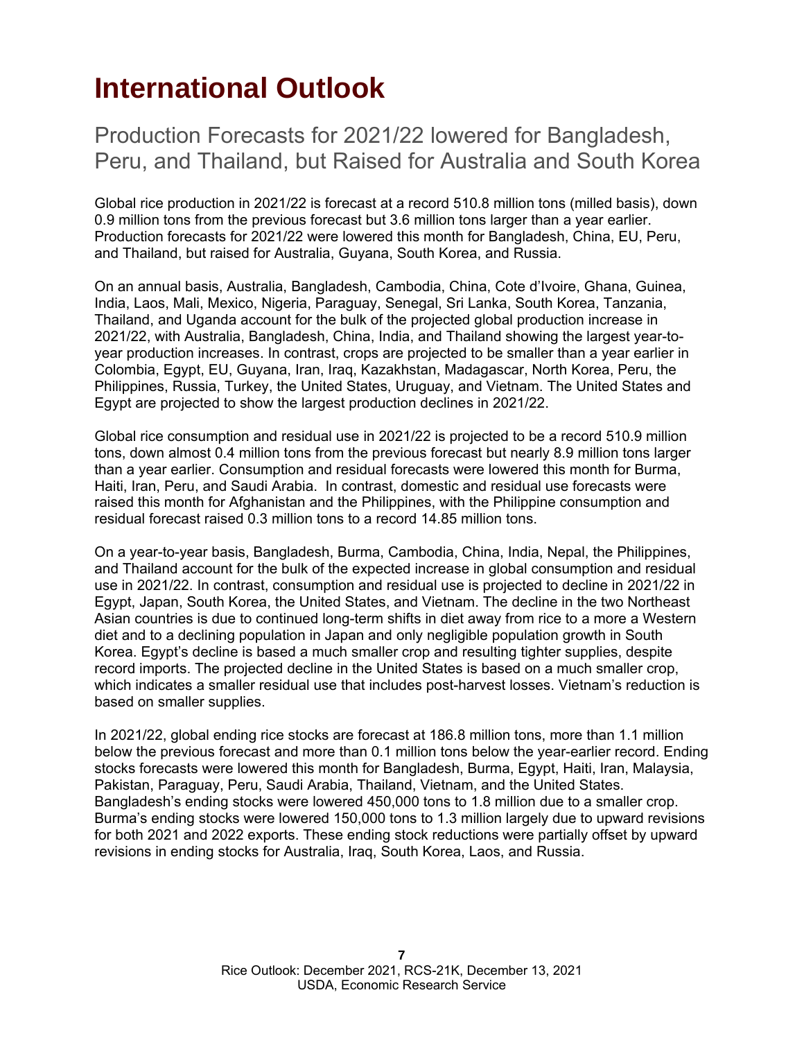# International Outlook

## Production Forecasts for 2021/22 lowered for Bangladesh, Peru, and Thailand, but Raised for Australia and South Korea

Global rice production in 2021/22 is forecast at a record 510.8 million tons (milled basis), down 0.9 million tons from the previous forecast but 3.6 million tons larger than a year earlier. Production forecasts for 2021/22 were lowered this month for Bangladesh, China, EU, Peru, and Thailand, but raised for Australia, Guyana, South Korea, and Russia.

On an annual basis, Australia, Bangladesh, Cambodia, China, Cote d'Ivoire, Ghana, Guinea, India, Laos, Mali, Mexico, Nigeria, Paraguay, Senegal, Sri Lanka, South Korea, Tanzania, Thailand, and Uganda account for the bulk of the projected global production increase in 2021/22, with Australia, Bangladesh, China, India, and Thailand showing the largest year-to-year production increases. In contrast, crops are projected to be smaller than a year earlier in Colombia, Egypt, EU, Guyana, Iran, Iraq, Kazakhstan, Madagascar, North Korea, Peru, the Philippines, Russia, Turkey, the United States, Uruguay, and Vietnam. The United States and Egypt are projected to show the largest production declines in 2021/22.

Global rice consumption and residual use in 2021/22 is projected to be a record 510.9 million tons, down almost 0.4 million tons from the previous forecast but nearly 8.9 million tons larger than a year earlier. Consumption and residual forecasts were lowered this month for Burma, Haiti, Iran, Peru, and Saudi Arabia. In contrast, domestic and residual use forecasts were raised this month for Afghanistan and the Philippines, with the Philippine consumption and residual forecast raised 0.3 million tons to a record 14.85 million tons.

On a year-to-year basis, Bangladesh, Burma, Cambodia, China, India, Nepal, the Philippines, and Thailand account for the bulk of the expected increase in global consumption and residual use in 2021/22. In contrast, consumption and residual use is projected to decline in 2021/22 in Egypt, Japan, South Korea, the United States, and Vietnam. The decline in the two Northeast Asian countries is due to continued long-term shifts in diet away from rice to a more a Western diet and to a declining population in Japan and only negligible population growth in South Korea. Egypt's decline is based a much smaller crop and resulting tighter supplies, despite record imports. The projected decline in the United States is based on a much smaller crop, which indicates a smaller residual use that includes post-harvest losses. Vietnam's reduction is based on smaller supplies.

In 2021/22, global ending rice stocks are forecast at 186.8 million tons, more than 1.1 million below the previous forecast and more than 0.1 million tons below the year-earlier record. Ending stocks forecasts were lowered this month for Bangladesh, Burma, Egypt, Haiti, Iran, Malaysia, Pakistan, Paraguay, Peru, Saudi Arabia, Thailand, Vietnam, and the United States. Bangladesh's ending stocks were lowered 450,000 tons to 1.8 million due to a smaller crop. Burma's ending stocks were lowered 150,000 tons to 1.3 million largely due to upward revisions for both 2021 and 2022 exports. These ending stock reductions were partially offset by upward revisions in ending stocks for Australia, Iraq, South Korea, Laos, and Russia.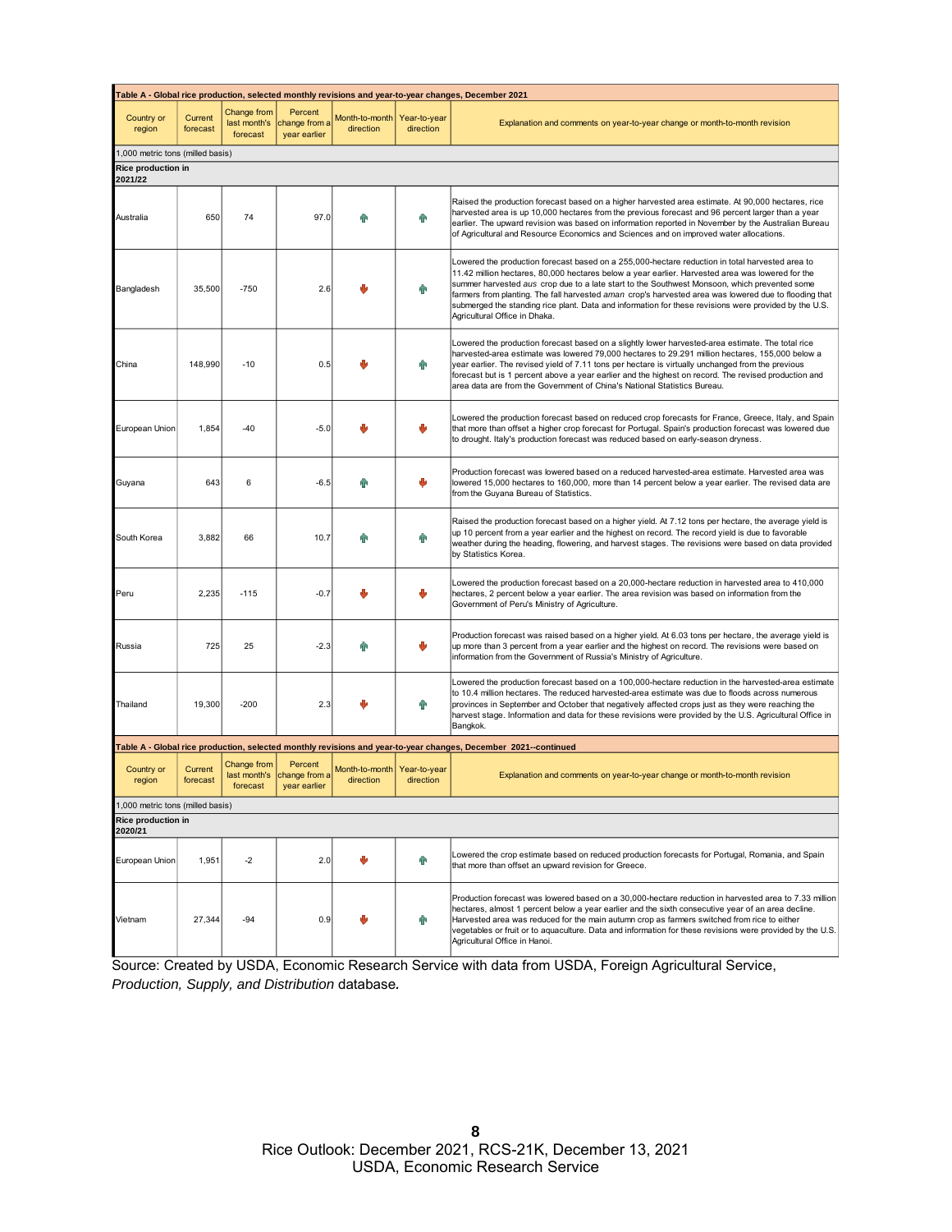**Table A - Global rice production, selected monthly revisions and year-to-year changes, December 2021**

| Country or region | Current forecast | Change from last month's forecast | Percent change from a year earlier | Month-to-month direction | Year-to-year direction | Explanation and comments on year-to-year change or month-to-month revision |
|---|---|---|---|---|---|---|
| 1,000 metric tons (milled basis) | | | | | | |
| **Rice production in 2021/22** | | | | | | |
| Australia | 650 | 74 | 97.0 | ↑ | ↑ | Raised the production forecast based on a higher harvested area estimate. At 90,000 hectares, rice harvested area is up 10,000 hectares from the previous forecast and 96 percent larger than a year earlier. The upward revision was based on information reported in November by the Australian Bureau of Agricultural and Resource Economics and Sciences and on improved water allocations. |
| Bangladesh | 35,500 | -750 | 2.6 | ↓ | ↑ | Lowered the production forecast based on a 255,000-hectare reduction in total harvested area to 11.42 million hectares, 80,000 hectares below a year earlier. Harvested area was lowered for the summer harvested *aus* crop due to a late start to the Southwest Monsoon, which prevented some farmers from planting. The fall harvested *aman* crop's harvested area was lowered due to flooding that submerged the standing rice plant. Data and information for these revisions were provided by the U.S. Agricultural Office in Dhaka. |
| China | 148,990 | -10 | 0.5 | ↓ | ↑ | Lowered the production forecast based on a slightly lower harvested-area estimate. The total rice harvested-area estimate was lowered 79,000 hectares to 29.291 million hectares, 155,000 below a year earlier. The revised yield of 7.11 tons per hectare is virtually unchanged from the previous forecast but is 1 percent above a year earlier and the highest on record. The revised production and area data are from the Government of China's National Statistics Bureau. |
| European Union | 1,854 | -40 | -5.0 | ↓ | ↓ | Lowered the production forecast based on reduced crop forecasts for France, Greece, Italy, and Spain that more than offset a higher crop forecast for Portugal. Spain's production forecast was lowered due to drought. Italy's production forecast was reduced based on early-season dryness. |
| Guyana | 643 | 6 | -6.5 | ↑ | ↓ | Production forecast was lowered based on a reduced harvested-area estimate. Harvested area was lowered 15,000 hectares to 160,000, more than 14 percent below a year earlier. The revised data are from the Guyana Bureau of Statistics. |
| South Korea | 3,882 | 66 | 10.7 | ↑ | ↑ | Raised the production forecast based on a higher yield. At 7.12 tons per hectare, the average yield is up 10 percent from a year earlier and the highest on record. The record yield is due to favorable weather during the heading, flowering, and harvest stages. The revisions were based on data provided by Statistics Korea. |
| Peru | 2,235 | -115 | -0.7 | ↓ | ↓ | Lowered the production forecast based on a 20,000-hectare reduction in harvested area to 410,000 hectares, 2 percent below a year earlier. The area revision was based on information from the Government of Peru's Ministry of Agriculture. |
| Russia | 725 | 25 | -2.3 | ↑ | ↓ | Production forecast was raised based on a higher yield. At 6.03 tons per hectare, the average yield is up more than 3 percent from a year earlier and the highest on record. The revisions were based on information from the Government of Russia's Ministry of Agriculture. |
| Thailand | 19,300 | -200 | 2.3 | ↓ | ↑ | Lowered the production forecast based on a 100,000-hectare reduction in the harvested-area estimate to 10.4 million hectares. The reduced harvested-area estimate was due to floods across numerous provinces in September and October that negatively affected crops just as they were reaching the harvest stage. Information and data for these revisions were provided by the U.S. Agricultural Office in Bangkok. |
| **Rice production in 2020/21** | | | | | | |
| European Union | 1,951 | -2 | 2.0 | ↓ | ↑ | Lowered the crop estimate based on reduced production forecasts for Portugal, Romania, and Spain that more than offset an upward revision for Greece. |
| Vietnam | 27,344 | -94 | 0.9 | ↓ | ↑ | Production forecast was lowered based on a 30,000-hectare reduction in harvested area to 7.33 million hectares, almost 1 percent below a year earlier and the sixth consecutive year of an area decline. Harvested area was reduced for the main autumn crop as farmers switched from rice to either vegetables or fruit or to aquaculture. Data and information for these revisions were provided by the U.S. Agricultural Office in Hanoi. |

Source: Created by USDA, Economic Research Service with data from USDA, Foreign Agricultural Service, *Production, Supply, and Distribution* database.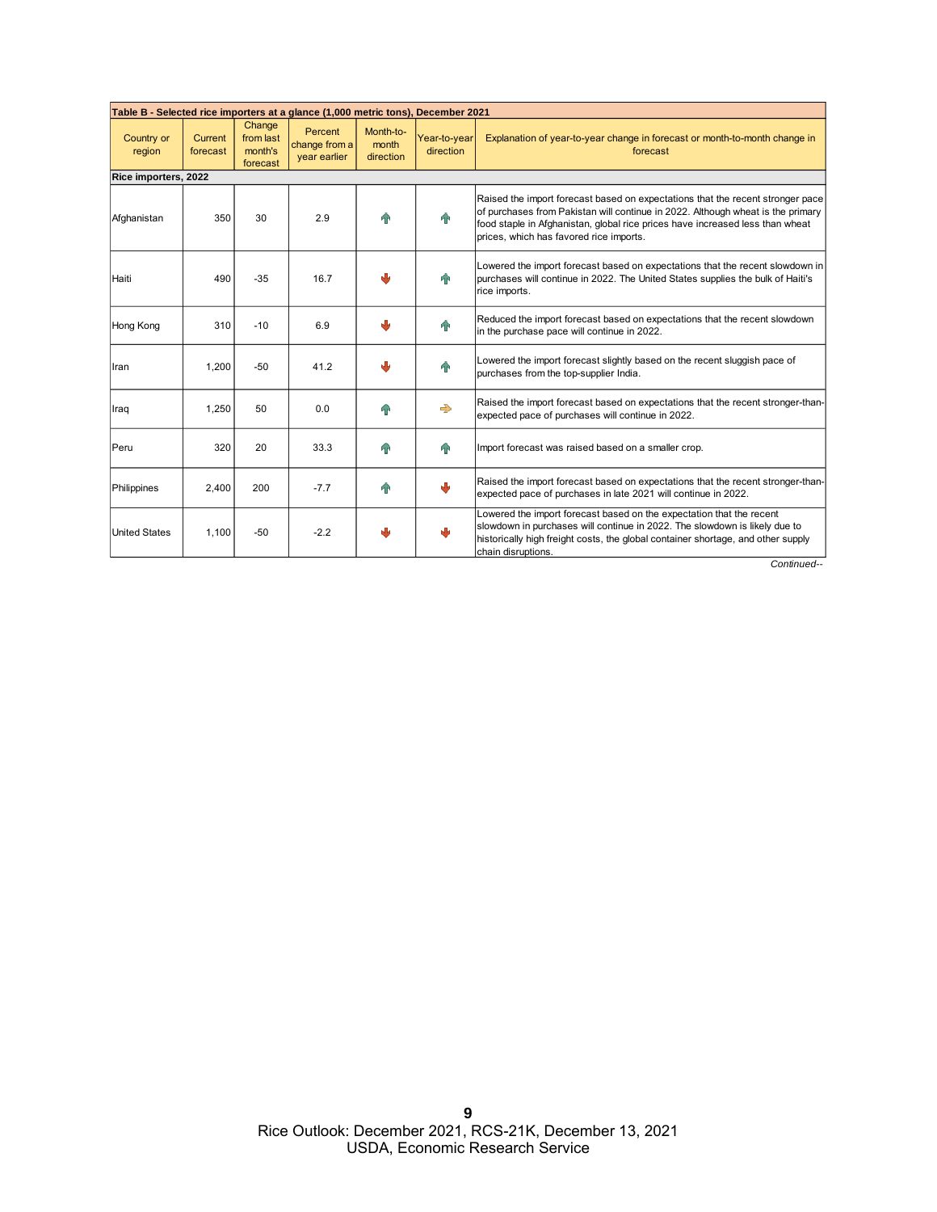| Table B - Selected rice importers at a glance (1,000 metric tons), December 2021 | | | | | | |
|---|---|---|---|---|---|---|
| Country or region | Current forecast | Change from last month's forecast | Percent change from a year earlier | Month-to-month direction | Year-to-year direction | Explanation of year-to-year change in forecast or month-to-month change in forecast |
| **Rice importers, 2022** | | | | | | |
| Afghanistan | 350 | 30 | 2.9 | ↑ | ↑ | Raised the import forecast based on expectations that the recent stronger pace of purchases from Pakistan will continue in 2022. Although wheat is the primary food staple in Afghanistan, global rice prices have increased less than wheat prices, which has favored rice imports. |
| Haiti | 490 | -35 | 16.7 | ↓ | ↑ | Lowered the import forecast based on expectations that the recent slowdown in purchases will continue in 2022. The United States supplies the bulk of Haiti's rice imports. |
| Hong Kong | 310 | -10 | 6.9 | ↓ | ↑ | Reduced the import forecast based on expectations that the recent slowdown in the purchase pace will continue in 2022. |
| Iran | 1,200 | -50 | 41.2 | ↓ | ↑ | Lowered the import forecast slightly based on the recent sluggish pace of purchases from the top-supplier India. |
| Iraq | 1,250 | 50 | 0.0 | ↑ | → | Raised the import forecast based on expectations that the recent stronger-than-expected pace of purchases will continue in 2022. |
| Peru | 320 | 20 | 33.3 | ↑ | ↑ | Import forecast was raised based on a smaller crop. |
| Philippines | 2,400 | 200 | -7.7 | ↑ | ↓ | Raised the import forecast based on expectations that the recent stronger-than-expected pace of purchases in late 2021 will continue in 2022. |
| United States | 1,100 | -50 | -2.2 | ↓ | ↓ | Lowered the import forecast based on the expectation that the recent slowdown in purchases will continue in 2022. The slowdown is likely due to historically high freight costs, the global container shortage, and other supply chain disruptions. |

*Continued--*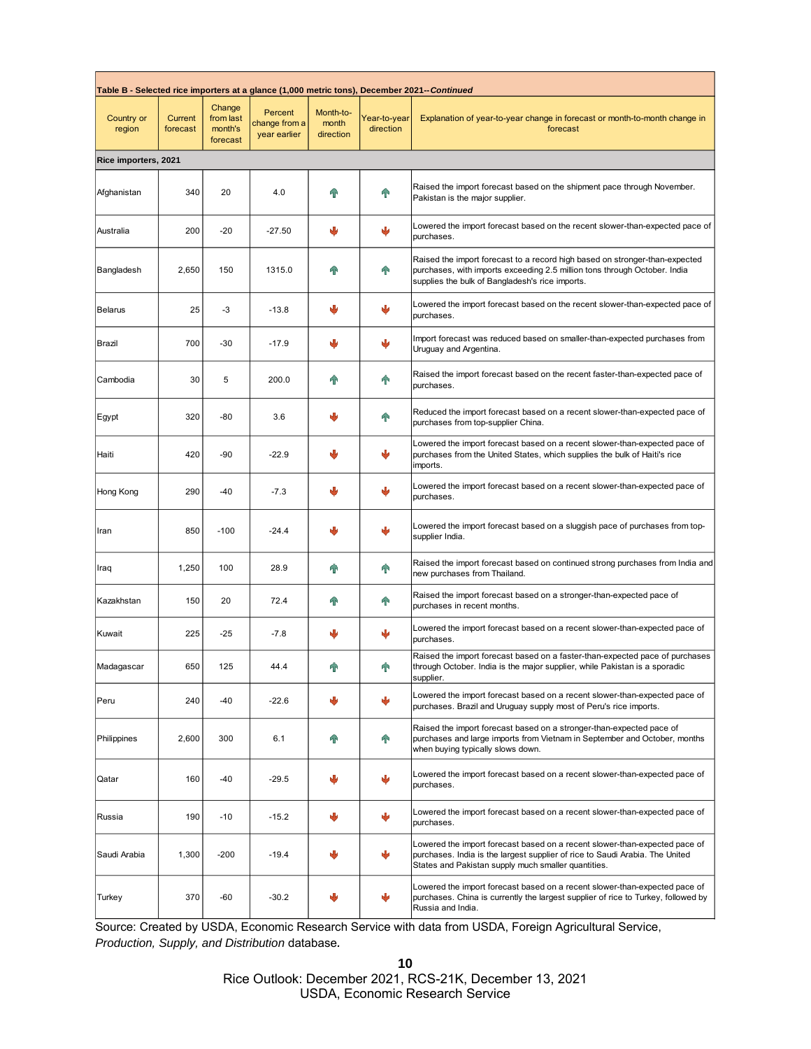| Table B - Selected rice importers at a glance (1,000 metric tons), December 2021--*Continued* | | | | | | |
|---|---|---|---|---|---|---|
| Country or region | Current forecast | Change from last month's forecast | Percent change from a year earlier | Month-to-month direction | Year-to-year direction | Explanation of year-to-year change in forecast or month-to-month change in forecast |
| **Rice importers, 2021** | | | | | | |
| Afghanistan | 340 | 20 | 4.0 | ↑ | ↑ | Raised the import forecast based on the shipment pace through November. Pakistan is the major supplier. |
| Australia | 200 | -20 | -27.50 | ↓ | ↓ | Lowered the import forecast based on the recent slower-than-expected pace of purchases. |
| Bangladesh | 2,650 | 150 | 1315.0 | ↑ | ↑ | Raised the import forecast to a record high based on stronger-than-expected purchases, with imports exceeding 2.5 million tons through October. India supplies the bulk of Bangladesh's rice imports. |
| Belarus | 25 | -3 | -13.8 | ↓ | ↓ | Lowered the import forecast based on the recent slower-than-expected pace of purchases. |
| Brazil | 700 | -30 | -17.9 | ↓ | ↓ | Import forecast was reduced based on smaller-than-expected purchases from Uruguay and Argentina. |
| Cambodia | 30 | 5 | 200.0 | ↑ | ↑ | Raised the import forecast based on the recent faster-than-expected pace of purchases. |
| Egypt | 320 | -80 | 3.6 | ↓ | ↑ | Reduced the import forecast based on a recent slower-than-expected pace of purchases from top-supplier China. |
| Haiti | 420 | -90 | -22.9 | ↓ | ↓ | Lowered the import forecast based on a recent slower-than-expected pace of purchases from the United States, which supplies the bulk of Haiti's rice imports. |
| Hong Kong | 290 | -40 | -7.3 | ↓ | ↓ | Lowered the import forecast based on a recent slower-than-expected pace of purchases. |
| Iran | 850 | -100 | -24.4 | ↓ | ↓ | Lowered the import forecast based on a sluggish pace of purchases from top-supplier India. |
| Iraq | 1,250 | 100 | 28.9 | ↑ | ↑ | Raised the import forecast based on continued strong purchases from India and new purchases from Thailand. |
| Kazakhstan | 150 | 20 | 72.4 | ↑ | ↑ | Raised the import forecast based on a stronger-than-expected pace of purchases in recent months. |
| Kuwait | 225 | -25 | -7.8 | ↓ | ↓ | Lowered the import forecast based on a recent slower-than-expected pace of purchases. |
| Madagascar | 650 | 125 | 44.4 | ↑ | ↑ | Raised the import forecast based on a faster-than-expected pace of purchases through October. India is the major supplier, while Pakistan is a sporadic supplier. |
| Peru | 240 | -40 | -22.6 | ↓ | ↓ | Lowered the import forecast based on a recent slower-than-expected pace of purchases. Brazil and Uruguay supply most of Peru's rice imports. |
| Philippines | 2,600 | 300 | 6.1 | ↑ | ↑ | Raised the import forecast based on a stronger-than-expected pace of purchases and large imports from Vietnam in September and October, months when buying typically slows down. |
| Qatar | 160 | -40 | -29.5 | ↓ | ↓ | Lowered the import forecast based on a recent slower-than-expected pace of purchases. |
| Russia | 190 | -10 | -15.2 | ↓ | ↓ | Lowered the import forecast based on a recent slower-than-expected pace of purchases. |
| Saudi Arabia | 1,300 | -200 | -19.4 | ↓ | ↓ | Lowered the import forecast based on a recent slower-than-expected pace of purchases. India is the largest supplier of rice to Saudi Arabia. The United States and Pakistan supply much smaller quantities. |
| Turkey | 370 | -60 | -30.2 | ↓ | ↓ | Lowered the import forecast based on a recent slower-than-expected pace of purchases. China is currently the largest supplier of rice to Turkey, followed by Russia and India. |

Source: Created by USDA, Economic Research Service with data from USDA, Foreign Agricultural Service, *Production, Supply, and Distribution* database.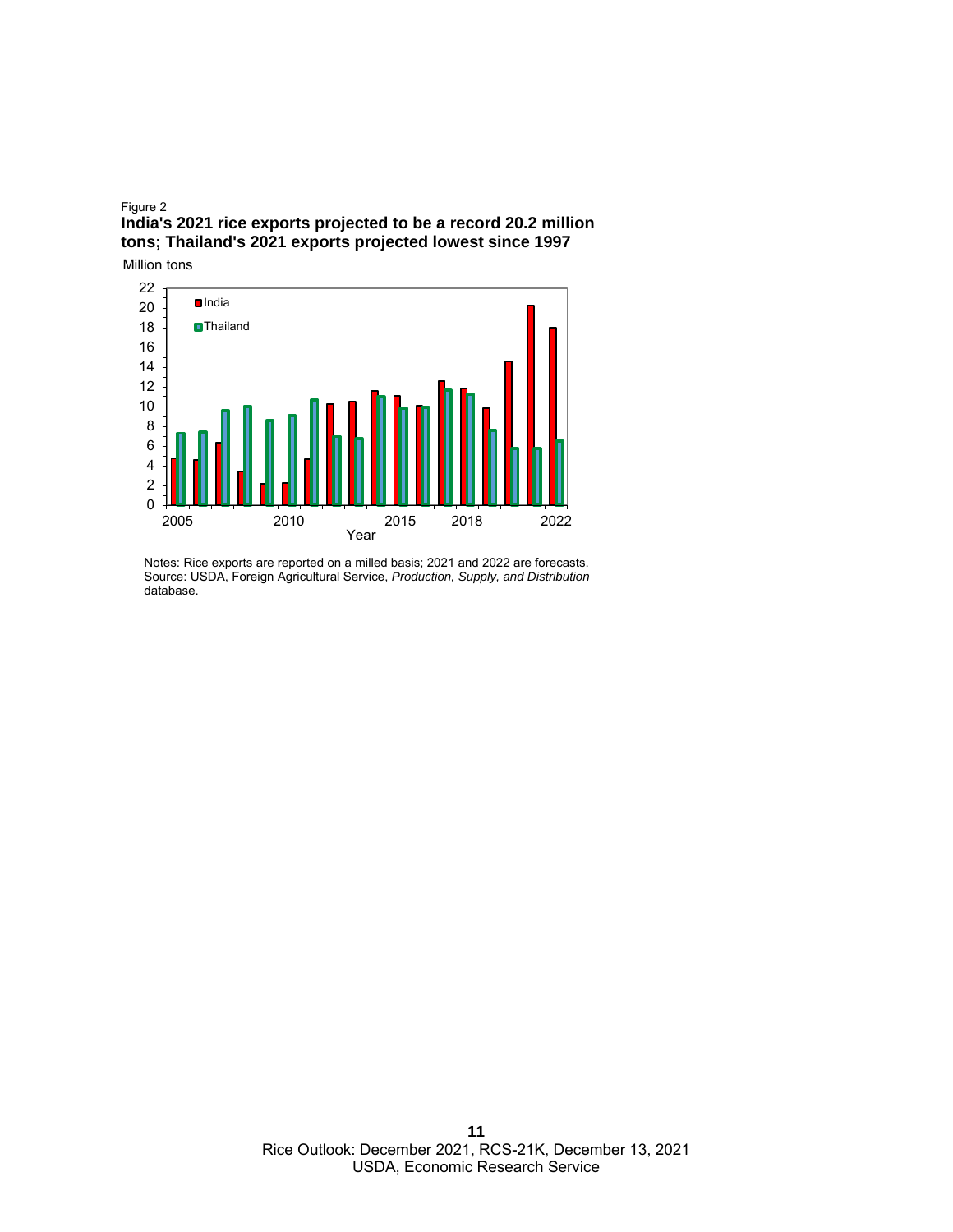Figure 2

**India's 2021 rice exports projected to be a record 20.2 million tons; Thailand's 2021 exports projected lowest since 1997**

Million tons

Notes: Rice exports are reported on a milled basis; 2021 and 2022 are forecasts.
Source: USDA, Foreign Agricultural Service, *Production, Supply, and Distribution* database.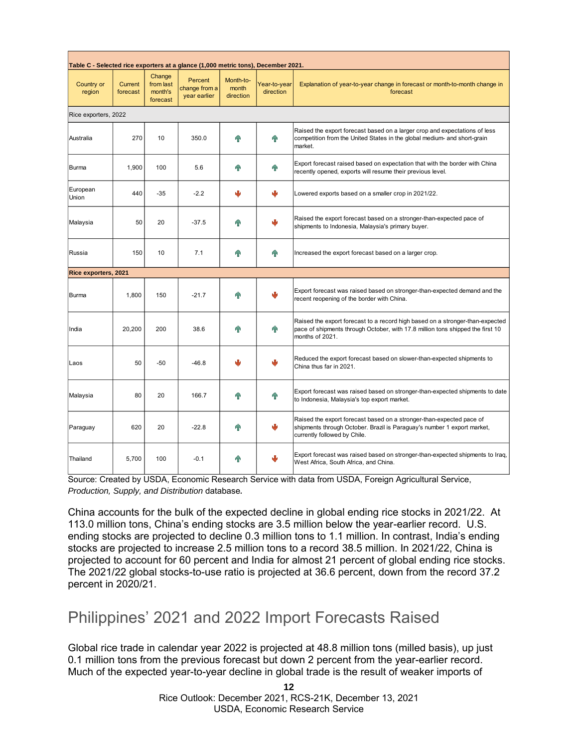| Table C - Selected rice exporters at a glance (1,000 metric tons), December 2021. | | | | | | |
|---|---|---|---|---|---|---|
| Country or region | Current forecast | Change from last month's forecast | Percent change from a year earlier | Month-to-month direction | Year-to-year direction | Explanation of year-to-year change in forecast or month-to-month change in forecast |
| Rice exporters, 2022 | | | | | | |
| Australia | 270 | 10 | 350.0 | ↑ | ↑ | Raised the export forecast based on a larger crop and expectations of less competition from the United States in the global medium- and short-grain market. |
| Burma | 1,900 | 100 | 5.6 | ↑ | ↑ | Export forecast raised based on expectation that with the border with China recently opened, exports will resume their previous level. |
| European Union | 440 | -35 | -2.2 | ↓ | ↓ | Lowered exports based on a smaller crop in 2021/22. |
| Malaysia | 50 | 20 | -37.5 | ↑ | ↓ | Raised the export forecast based on a stronger-than-expected pace of shipments to Indonesia, Malaysia's primary buyer. |
| Russia | 150 | 10 | 7.1 | ↑ | ↑ | Increased the export forecast based on a larger crop. |
| **Rice exporters, 2021** | | | | | | |
| Burma | 1,800 | 150 | -21.7 | ↑ | ↓ | Export forecast was raised based on stronger-than-expected demand and the recent reopening of the border with China. |
| India | 20,200 | 200 | 38.6 | ↑ | ↑ | Raised the export forecast to a record high based on a stronger-than-expected pace of shipments through October, with 17.8 million tons shipped the first 10 months of 2021. |
| Laos | 50 | -50 | -46.8 | ↓ | ↓ | Reduced the export forecast based on slower-than-expected shipments to China thus far in 2021. |
| Malaysia | 80 | 20 | 166.7 | ↑ | ↑ | Export forecast was raised based on stronger-than-expected shipments to date to Indonesia, Malaysia's top export market. |
| Paraguay | 620 | 20 | -22.8 | ↑ | ↓ | Raised the export forecast based on a stronger-than-expected pace of shipments through October. Brazil is Paraguay's number 1 export market, currently followed by Chile. |
| Thailand | 5,700 | 100 | -0.1 | ↑ | ↓ | Export forecast was raised based on stronger-than-expected shipments to Iraq, West Africa, South Africa, and China. |

Source: Created by USDA, Economic Research Service with data from USDA, Foreign Agricultural Service, *Production, Supply, and Distribution* database.

China accounts for the bulk of the expected decline in global ending rice stocks in 2021/22. At 113.0 million tons, China's ending stocks are 3.5 million below the year-earlier record. U.S. ending stocks are projected to decline 0.3 million tons to 1.1 million. In contrast, India's ending stocks are projected to increase 2.5 million tons to a record 38.5 million. In 2021/22, China is projected to account for 60 percent and India for almost 21 percent of global ending rice stocks. The 2021/22 global stocks-to-use ratio is projected at 36.6 percent, down from the record 37.2 percent in 2020/21.

## Philippines' 2021 and 2022 Import Forecasts Raised

Global rice trade in calendar year 2022 is projected at 48.8 million tons (milled basis), up just 0.1 million tons from the previous forecast but down 2 percent from the year-earlier record. Much of the expected year-to-year decline in global trade is the result of weaker imports of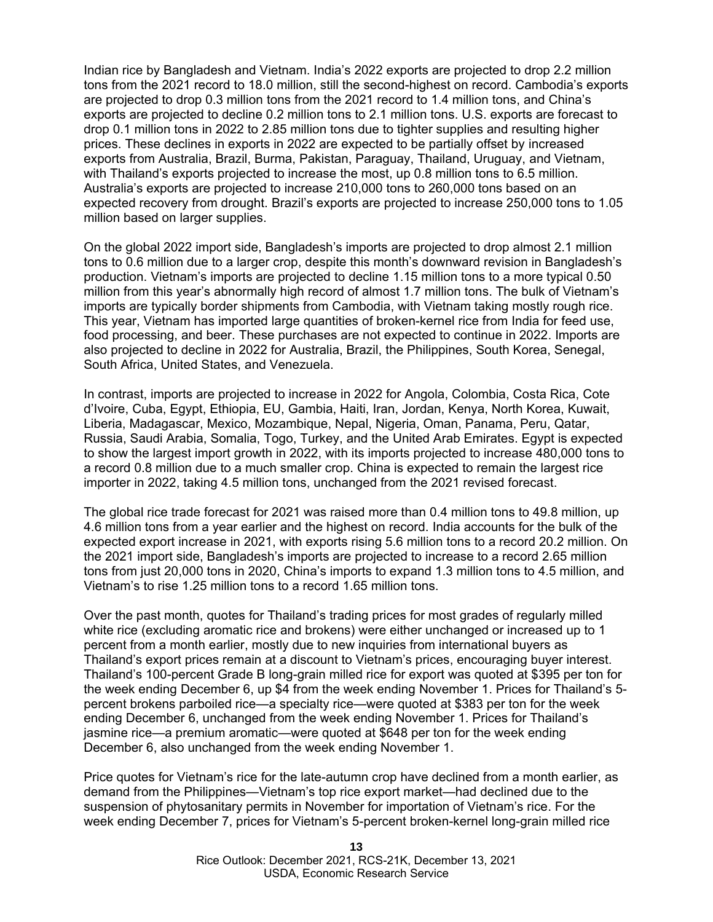Indian rice by Bangladesh and Vietnam. India's 2022 exports are projected to drop 2.2 million tons from the 2021 record to 18.0 million, still the second-highest on record. Cambodia's exports are projected to drop 0.3 million tons from the 2021 record to 1.4 million tons, and China's exports are projected to decline 0.2 million tons to 2.1 million tons. U.S. exports are forecast to drop 0.1 million tons in 2022 to 2.85 million tons due to tighter supplies and resulting higher prices. These declines in exports in 2022 are expected to be partially offset by increased exports from Australia, Brazil, Burma, Pakistan, Paraguay, Thailand, Uruguay, and Vietnam, with Thailand's exports projected to increase the most, up 0.8 million tons to 6.5 million. Australia's exports are projected to increase 210,000 tons to 260,000 tons based on an expected recovery from drought. Brazil's exports are projected to increase 250,000 tons to 1.05 million based on larger supplies.

On the global 2022 import side, Bangladesh's imports are projected to drop almost 2.1 million tons to 0.6 million due to a larger crop, despite this month's downward revision in Bangladesh's production. Vietnam's imports are projected to decline 1.15 million tons to a more typical 0.50 million from this year's abnormally high record of almost 1.7 million tons. The bulk of Vietnam's imports are typically border shipments from Cambodia, with Vietnam taking mostly rough rice. This year, Vietnam has imported large quantities of broken-kernel rice from India for feed use, food processing, and beer. These purchases are not expected to continue in 2022. Imports are also projected to decline in 2022 for Australia, Brazil, the Philippines, South Korea, Senegal, South Africa, United States, and Venezuela.

In contrast, imports are projected to increase in 2022 for Angola, Colombia, Costa Rica, Cote d'Ivoire, Cuba, Egypt, Ethiopia, EU, Gambia, Haiti, Iran, Jordan, Kenya, North Korea, Kuwait, Liberia, Madagascar, Mexico, Mozambique, Nepal, Nigeria, Oman, Panama, Peru, Qatar, Russia, Saudi Arabia, Somalia, Togo, Turkey, and the United Arab Emirates. Egypt is expected to show the largest import growth in 2022, with its imports projected to increase 480,000 tons to a record 0.8 million due to a much smaller crop. China is expected to remain the largest rice importer in 2022, taking 4.5 million tons, unchanged from the 2021 revised forecast.

The global rice trade forecast for 2021 was raised more than 0.4 million tons to 49.8 million, up 4.6 million tons from a year earlier and the highest on record. India accounts for the bulk of the expected export increase in 2021, with exports rising 5.6 million tons to a record 20.2 million. On the 2021 import side, Bangladesh's imports are projected to increase to a record 2.65 million tons from just 20,000 tons in 2020, China's imports to expand 1.3 million tons to 4.5 million, and Vietnam's to rise 1.25 million tons to a record 1.65 million tons.

Over the past month, quotes for Thailand's trading prices for most grades of regularly milled white rice (excluding aromatic rice and brokens) were either unchanged or increased up to 1 percent from a month earlier, mostly due to new inquiries from international buyers as Thailand's export prices remain at a discount to Vietnam's prices, encouraging buyer interest. Thailand's 100-percent Grade B long-grain milled rice for export was quoted at $395 per ton for the week ending December 6, up $4 from the week ending November 1. Prices for Thailand's 5-percent brokens parboiled rice—a specialty rice—were quoted at $383 per ton for the week ending December 6, unchanged from the week ending November 1. Prices for Thailand's jasmine rice—a premium aromatic—were quoted at $648 per ton for the week ending December 6, also unchanged from the week ending November 1.

Price quotes for Vietnam's rice for the late-autumn crop have declined from a month earlier, as demand from the Philippines—Vietnam's top rice export market—had declined due to the suspension of phytosanitary permits in November for importation of Vietnam's rice. For the week ending December 7, prices for Vietnam's 5-percent broken-kernel long-grain milled rice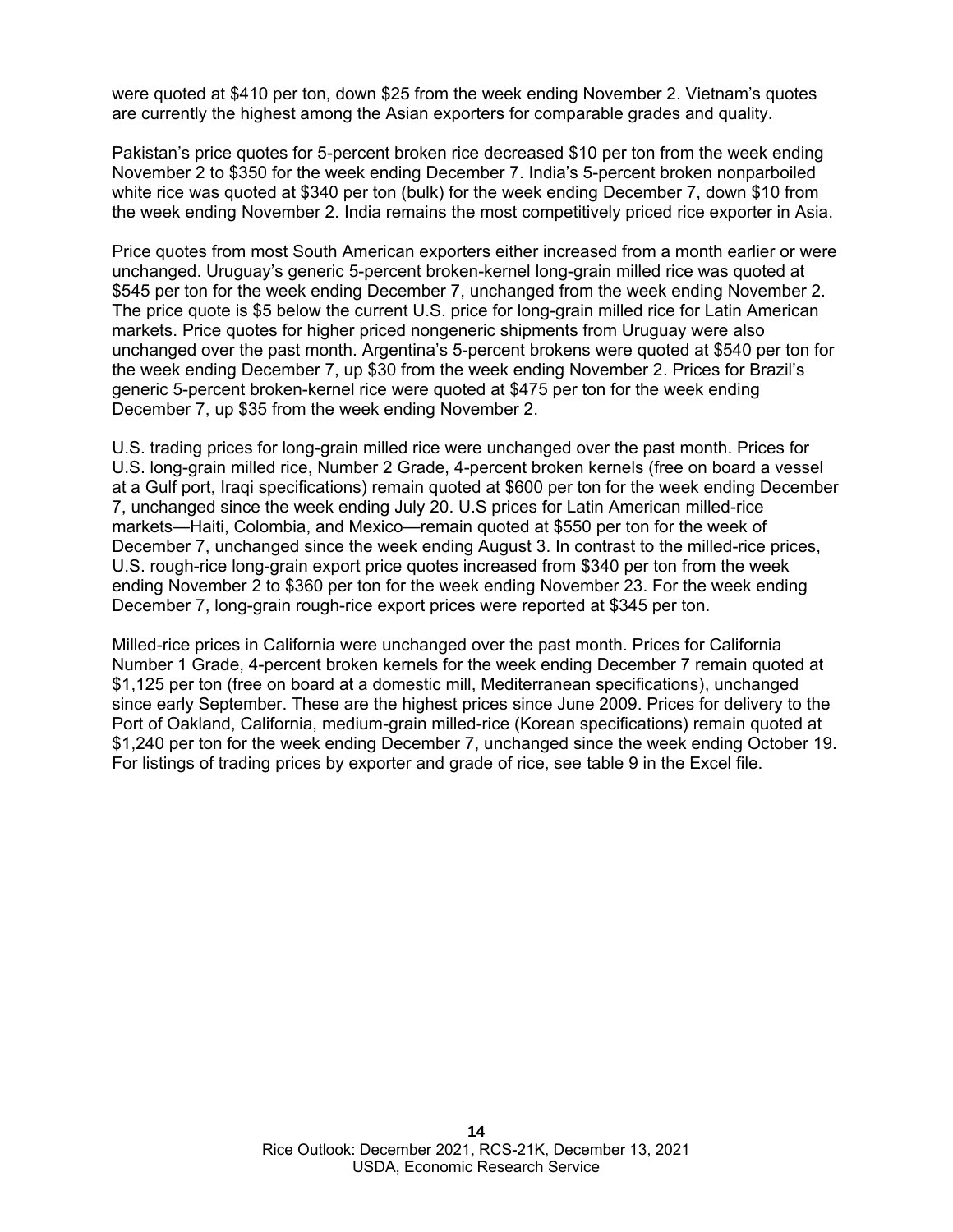were quoted at $410 per ton, down $25 from the week ending November 2. Vietnam's quotes are currently the highest among the Asian exporters for comparable grades and quality.

Pakistan's price quotes for 5-percent broken rice decreased $10 per ton from the week ending November 2 to $350 for the week ending December 7. India's 5-percent broken nonparboiled white rice was quoted at $340 per ton (bulk) for the week ending December 7, down $10 from the week ending November 2. India remains the most competitively priced rice exporter in Asia.

Price quotes from most South American exporters either increased from a month earlier or were unchanged. Uruguay's generic 5-percent broken-kernel long-grain milled rice was quoted at $545 per ton for the week ending December 7, unchanged from the week ending November 2. The price quote is $5 below the current U.S. price for long-grain milled rice for Latin American markets. Price quotes for higher priced nongeneric shipments from Uruguay were also unchanged over the past month. Argentina's 5-percent brokens were quoted at $540 per ton for the week ending December 7, up $30 from the week ending November 2. Prices for Brazil's generic 5-percent broken-kernel rice were quoted at $475 per ton for the week ending December 7, up $35 from the week ending November 2.

U.S. trading prices for long-grain milled rice were unchanged over the past month. Prices for U.S. long-grain milled rice, Number 2 Grade, 4-percent broken kernels (free on board a vessel at a Gulf port, Iraqi specifications) remain quoted at $600 per ton for the week ending December 7, unchanged since the week ending July 20. U.S prices for Latin American milled-rice markets—Haiti, Colombia, and Mexico—remain quoted at $550 per ton for the week of December 7, unchanged since the week ending August 3. In contrast to the milled-rice prices, U.S. rough-rice long-grain export price quotes increased from $340 per ton from the week ending November 2 to $360 per ton for the week ending November 23. For the week ending December 7, long-grain rough-rice export prices were reported at $345 per ton.

Milled-rice prices in California were unchanged over the past month. Prices for California Number 1 Grade, 4-percent broken kernels for the week ending December 7 remain quoted at $1,125 per ton (free on board at a domestic mill, Mediterranean specifications), unchanged since early September. These are the highest prices since June 2009. Prices for delivery to the Port of Oakland, California, medium-grain milled-rice (Korean specifications) remain quoted at $1,240 per ton for the week ending December 7, unchanged since the week ending October 19. For listings of trading prices by exporter and grade of rice, see table 9 in the Excel file.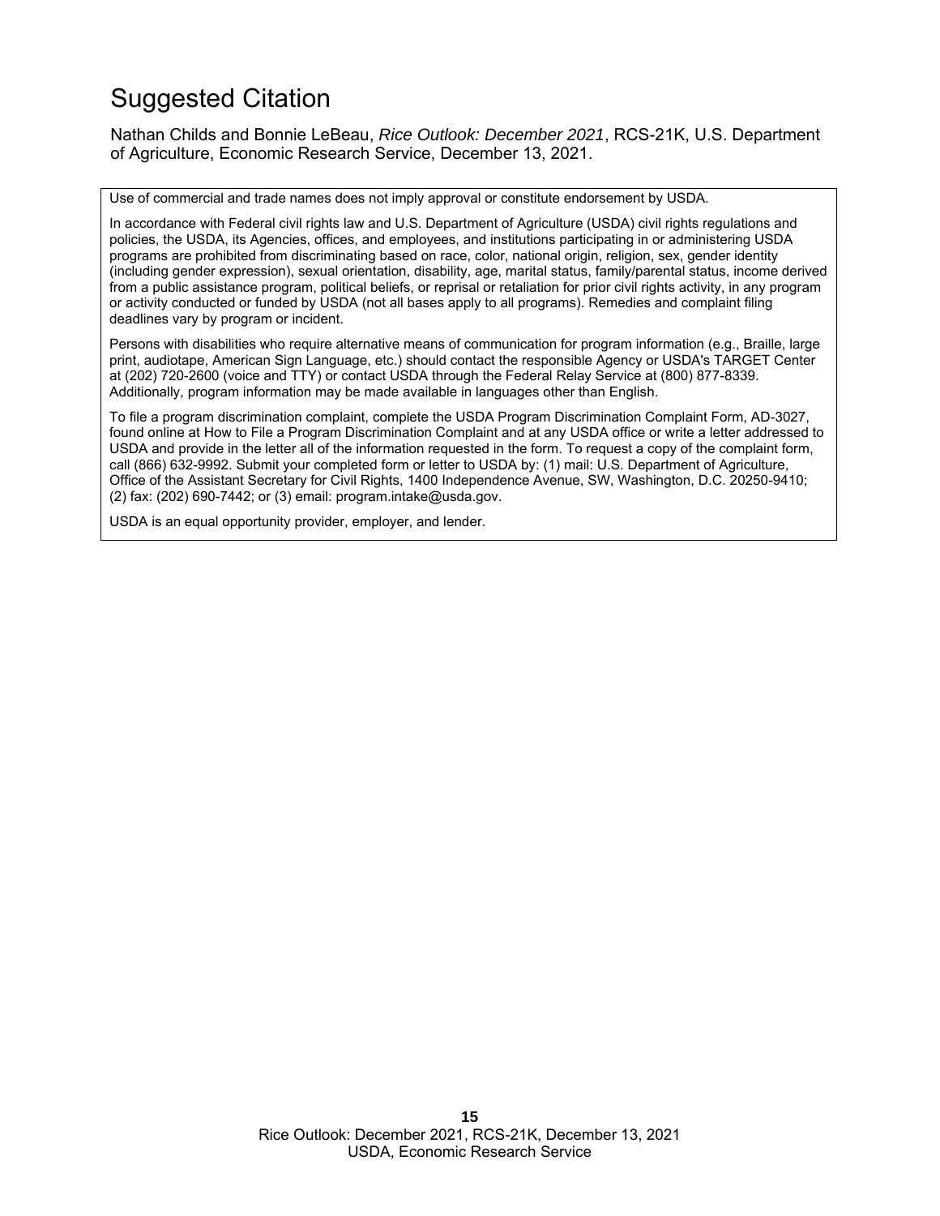# Suggested Citation

Nathan Childs and Bonnie LeBeau, *Rice Outlook: December 2021*, RCS-21K, U.S. Department of Agriculture, Economic Research Service, December 13, 2021.

Use of commercial and trade names does not imply approval or constitute endorsement by USDA.

In accordance with Federal civil rights law and U.S. Department of Agriculture (USDA) civil rights regulations and policies, the USDA, its Agencies, offices, and employees, and institutions participating in or administering USDA programs are prohibited from discriminating based on race, color, national origin, religion, sex, gender identity (including gender expression), sexual orientation, disability, age, marital status, family/parental status, income derived from a public assistance program, political beliefs, or reprisal or retaliation for prior civil rights activity, in any program or activity conducted or funded by USDA (not all bases apply to all programs). Remedies and complaint filing deadlines vary by program or incident.

Persons with disabilities who require alternative means of communication for program information (e.g., Braille, large print, audiotape, American Sign Language, etc.) should contact the responsible Agency or USDA's TARGET Center at (202) 720-2600 (voice and TTY) or contact USDA through the Federal Relay Service at (800) 877-8339. Additionally, program information may be made available in languages other than English.

To file a program discrimination complaint, complete the USDA Program Discrimination Complaint Form, AD-3027, found online at How to File a Program Discrimination Complaint and at any USDA office or write a letter addressed to USDA and provide in the letter all of the information requested in the form. To request a copy of the complaint form, call (866) 632-9992. Submit your completed form or letter to USDA by: (1) mail: U.S. Department of Agriculture, Office of the Assistant Secretary for Civil Rights, 1400 Independence Avenue, SW, Washington, D.C. 20250-9410; (2) fax: (202) 690-7442; or (3) email: program.intake@usda.gov.

USDA is an equal opportunity provider, employer, and lender.